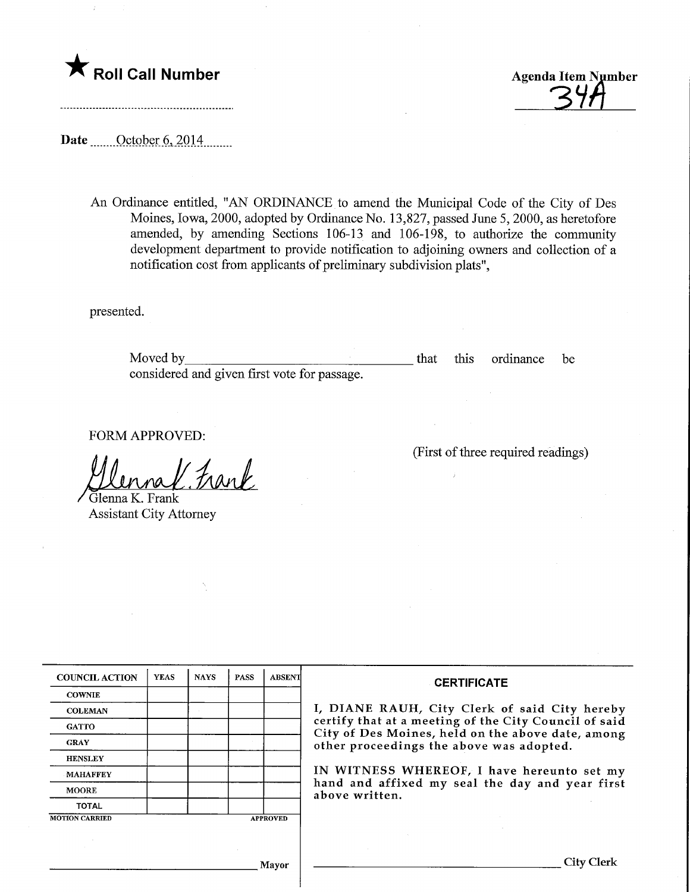★ **Roll Call Number**

**Agenda Item Number**
34A

**Date** October 6, 2014

An Ordinance entitled, "AN ORDINANCE to amend the Municipal Code of the City of Des Moines, Iowa, 2000, adopted by Ordinance No. 13,827, passed June 5, 2000, as heretofore amended, by amending Sections 106-13 and 106-198, to authorize the community development department to provide notification to adjoining owners and collection of a notification cost from applicants of preliminary subdivision plats",

presented.

Moved by\_\_\_\_\_\_\_\_\_\_\_\_\_\_\_\_\_\_\_\_\_\_\_\_\_\_\_\_\_\_ that this ordinance be considered and given first vote for passage.

FORM APPROVED:

Glenna K. Frank
Glenna K. Frank
Assistant City Attorney

(First of three required readings)

| COUNCIL ACTION | YEAS | NAYS | PASS | ABSENT |
|---|---|---|---|---|
| COWNIE | | | | |
| COLEMAN | | | | |
| GATTO | | | | |
| GRAY | | | | |
| HENSLEY | | | | |
| MAHAFFEY | | | | |
| MOORE | | | | |
| TOTAL | | | | |

MOTION CARRIED APPROVED

\_\_\_\_\_\_\_\_\_\_\_\_\_\_\_\_\_\_\_\_\_\_\_\_ Mayor

**CERTIFICATE**

I, DIANE RAUH, City Clerk of said City hereby certify that at a meeting of the City Council of said City of Des Moines, held on the above date, among other proceedings the above was adopted.

IN WITNESS WHEREOF, I have hereunto set my hand and affixed my seal the day and year first above written.

\_\_\_\_\_\_\_\_\_\_\_\_\_\_\_\_\_\_\_\_\_\_\_\_ City Clerk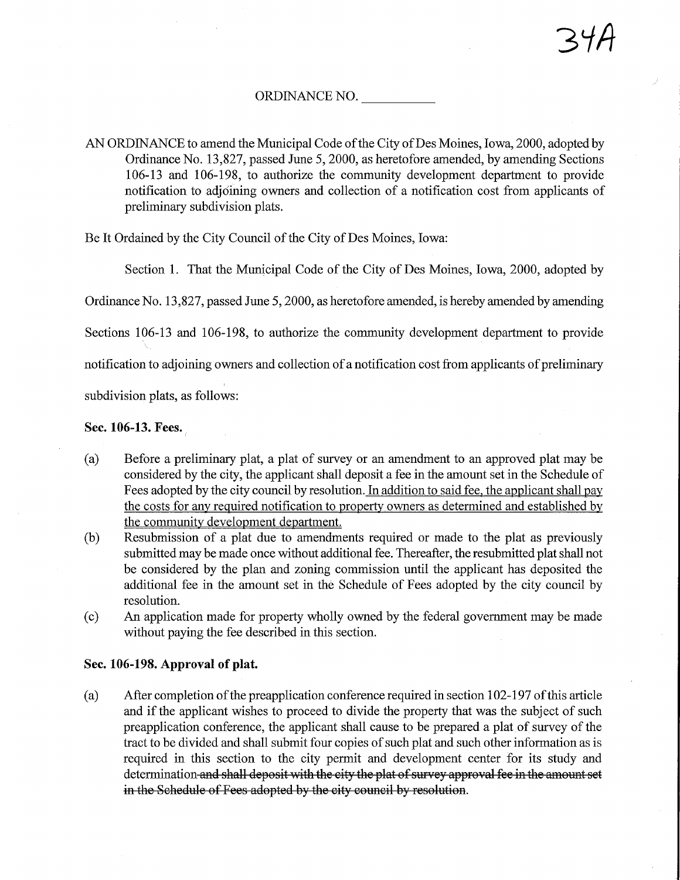34A

ORDINANCE NO. __________

AN ORDINANCE to amend the Municipal Code of the City of Des Moines, Iowa, 2000, adopted by Ordinance No. 13,827, passed June 5, 2000, as heretofore amended, by amending Sections 106-13 and 106-198, to authorize the community development department to provide notification to adjoining owners and collection of a notification cost from applicants of preliminary subdivision plats.

Be It Ordained by the City Council of the City of Des Moines, Iowa:

Section 1. That the Municipal Code of the City of Des Moines, Iowa, 2000, adopted by Ordinance No. 13,827, passed June 5, 2000, as heretofore amended, is hereby amended by amending Sections 106-13 and 106-198, to authorize the community development department to provide notification to adjoining owners and collection of a notification cost from applicants of preliminary subdivision plats, as follows:

**Sec. 106-13. Fees.**

(a) Before a preliminary plat, a plat of survey or an amendment to an approved plat may be considered by the city, the applicant shall deposit a fee in the amount set in the Schedule of Fees adopted by the city council by resolution. <u>In addition to said fee, the applicant shall pay the costs for any required notification to property owners as determined and established by the community development department.</u>

(b) Resubmission of a plat due to amendments required or made to the plat as previously submitted may be made once without additional fee. Thereafter, the resubmitted plat shall not be considered by the plan and zoning commission until the applicant has deposited the additional fee in the amount set in the Schedule of Fees adopted by the city council by resolution.

(c) An application made for property wholly owned by the federal government may be made without paying the fee described in this section.

**Sec. 106-198. Approval of plat.**

(a) After completion of the preapplication conference required in section 102-197 of this article and if the applicant wishes to proceed to divide the property that was the subject of such preapplication conference, the applicant shall cause to be prepared a plat of survey of the tract to be divided and shall submit four copies of such plat and such other information as is required in this section to the city permit and development center for its study and determination~~ and shall deposit with the city the plat of survey approval fee in the amount set in the Schedule of Fees adopted by the city council by resolution~~.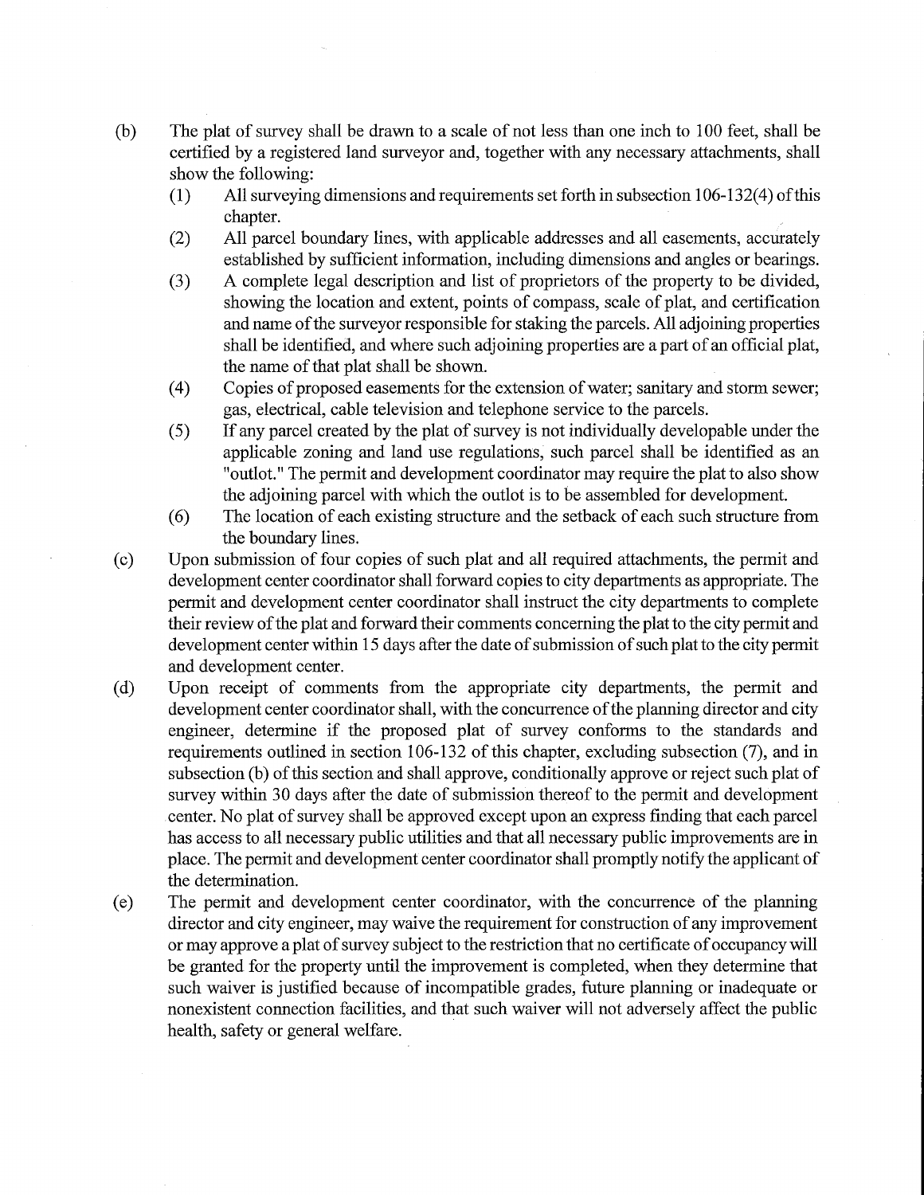(b) The plat of survey shall be drawn to a scale of not less than one inch to 100 feet, shall be certified by a registered land surveyor and, together with any necessary attachments, shall show the following:

  (1) All surveying dimensions and requirements set forth in subsection 106-132(4) of this chapter.

  (2) All parcel boundary lines, with applicable addresses and all easements, accurately established by sufficient information, including dimensions and angles or bearings.

  (3) A complete legal description and list of proprietors of the property to be divided, showing the location and extent, points of compass, scale of plat, and certification and name of the surveyor responsible for staking the parcels. All adjoining properties shall be identified, and where such adjoining properties are a part of an official plat, the name of that plat shall be shown.

  (4) Copies of proposed easements for the extension of water; sanitary and storm sewer; gas, electrical, cable television and telephone service to the parcels.

  (5) If any parcel created by the plat of survey is not individually developable under the applicable zoning and land use regulations, such parcel shall be identified as an "outlot." The permit and development coordinator may require the plat to also show the adjoining parcel with which the outlot is to be assembled for development.

  (6) The location of each existing structure and the setback of each such structure from the boundary lines.

(c) Upon submission of four copies of such plat and all required attachments, the permit and development center coordinator shall forward copies to city departments as appropriate. The permit and development center coordinator shall instruct the city departments to complete their review of the plat and forward their comments concerning the plat to the city permit and development center within 15 days after the date of submission of such plat to the city permit and development center.

(d) Upon receipt of comments from the appropriate city departments, the permit and development center coordinator shall, with the concurrence of the planning director and city engineer, determine if the proposed plat of survey conforms to the standards and requirements outlined in section 106-132 of this chapter, excluding subsection (7), and in subsection (b) of this section and shall approve, conditionally approve or reject such plat of survey within 30 days after the date of submission thereof to the permit and development center. No plat of survey shall be approved except upon an express finding that each parcel has access to all necessary public utilities and that all necessary public improvements are in place. The permit and development center coordinator shall promptly notify the applicant of the determination.

(e) The permit and development center coordinator, with the concurrence of the planning director and city engineer, may waive the requirement for construction of any improvement or may approve a plat of survey subject to the restriction that no certificate of occupancy will be granted for the property until the improvement is completed, when they determine that such waiver is justified because of incompatible grades, future planning or inadequate or nonexistent connection facilities, and that such waiver will not adversely affect the public health, safety or general welfare.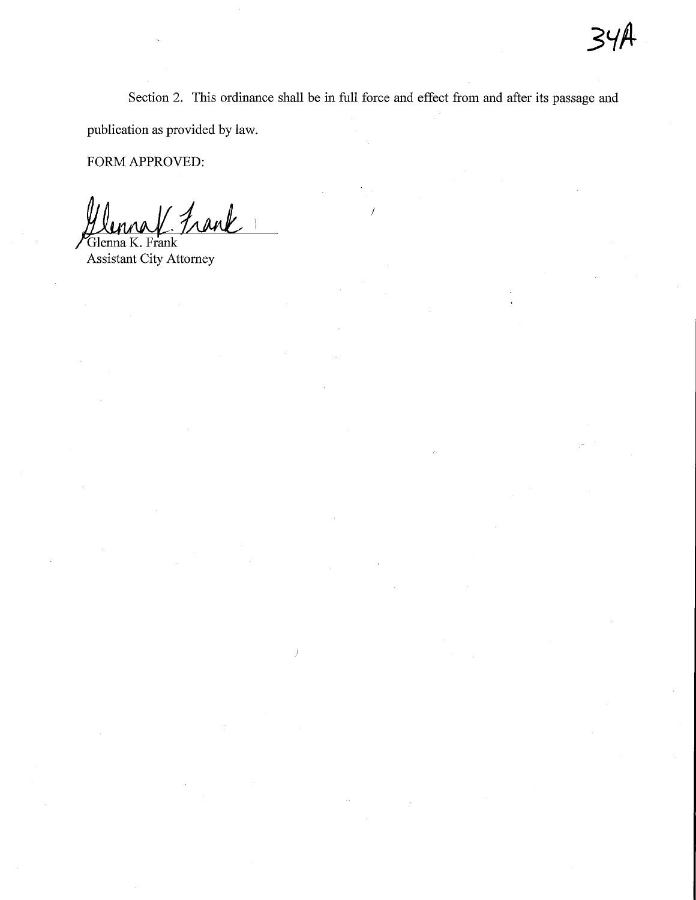34A

Section 2. This ordinance shall be in full force and effect from and after its passage and publication as provided by law.

FORM APPROVED:

Glenna K. Frank
Assistant City Attorney